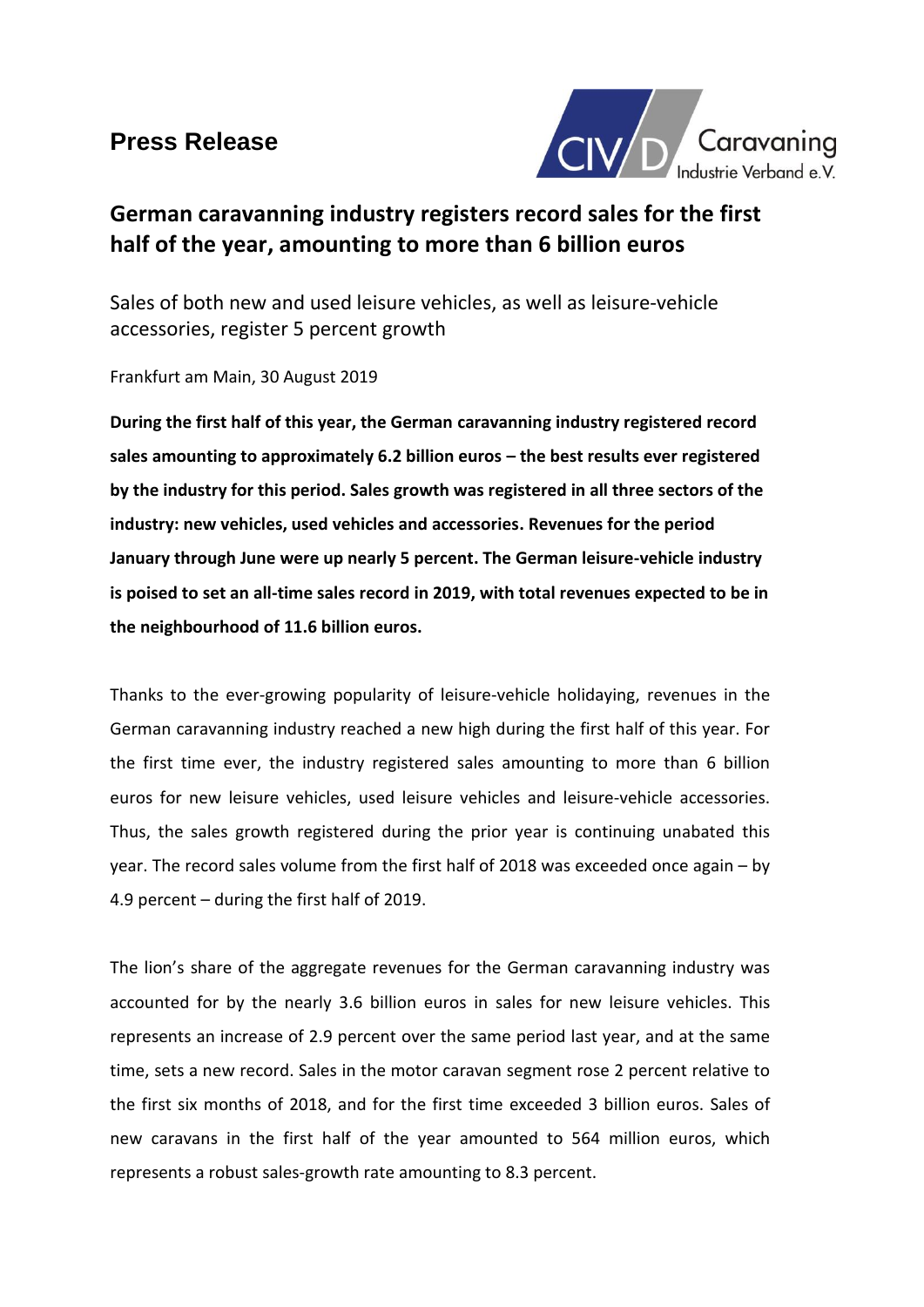# Press Release

## German caravanning industry registers record sales for the first half of the year, amounting to more than 6 billion euros

Sales of both new and used leisure vehicles, as well as leisure-vehicle accessories, register 5 percent growth

Frankfurt am Main, 30 August 2019

**During the first half of this year, the German caravanning industry registered record sales amounting to approximately 6.2 billion euros – the best results ever registered by the industry for this period. Sales growth was registered in all three sectors of the industry: new vehicles, used vehicles and accessories. Revenues for the period January through June were up nearly 5 percent. The German leisure-vehicle industry is poised to set an all-time sales record in 2019, with total revenues expected to be in the neighbourhood of 11.6 billion euros.**

Thanks to the ever-growing popularity of leisure-vehicle holidaying, revenues in the German caravanning industry reached a new high during the first half of this year. For the first time ever, the industry registered sales amounting to more than 6 billion euros for new leisure vehicles, used leisure vehicles and leisure-vehicle accessories. Thus, the sales growth registered during the prior year is continuing unabated this year. The record sales volume from the first half of 2018 was exceeded once again – by 4.9 percent – during the first half of 2019.

The lion's share of the aggregate revenues for the German caravanning industry was accounted for by the nearly 3.6 billion euros in sales for new leisure vehicles. This represents an increase of 2.9 percent over the same period last year, and at the same time, sets a new record. Sales in the motor caravan segment rose 2 percent relative to the first six months of 2018, and for the first time exceeded 3 billion euros. Sales of new caravans in the first half of the year amounted to 564 million euros, which represents a robust sales-growth rate amounting to 8.3 percent.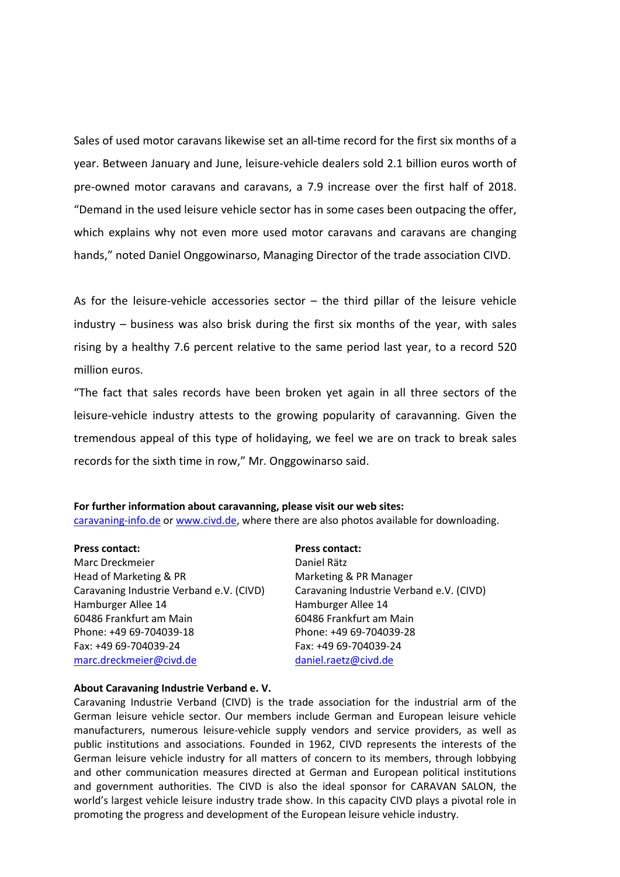Sales of used motor caravans likewise set an all-time record for the first six months of a year. Between January and June, leisure-vehicle dealers sold 2.1 billion euros worth of pre-owned motor caravans and caravans, a 7.9 increase over the first half of 2018. "Demand in the used leisure vehicle sector has in some cases been outpacing the offer, which explains why not even more used motor caravans and caravans are changing hands," noted Daniel Onggowinarso, Managing Director of the trade association CIVD.

As for the leisure-vehicle accessories sector – the third pillar of the leisure vehicle industry – business was also brisk during the first six months of the year, with sales rising by a healthy 7.6 percent relative to the same period last year, to a record 520 million euros.

"The fact that sales records have been broken yet again in all three sectors of the leisure-vehicle industry attests to the growing popularity of caravanning. Given the tremendous appeal of this type of holidaying, we feel we are on track to break sales records for the sixth time in row," Mr. Onggowinarso said.

**For further information about caravanning, please visit our web sites:**
caravaning-info.de or www.civd.de, where there are also photos available for downloading.

**Press contact:**
Marc Dreckmeier
Head of Marketing & PR
Caravaning Industrie Verband e.V. (CIVD)
Hamburger Allee 14
60486 Frankfurt am Main
Phone: +49 69-704039-18
Fax: +49 69-704039-24
marc.dreckmeier@civd.de

**Press contact:**
Daniel Rätz
Marketing & PR Manager
Caravaning Industrie Verband e.V. (CIVD)
Hamburger Allee 14
60486 Frankfurt am Main
Phone: +49 69-704039-28
Fax: +49 69-704039-24
daniel.raetz@civd.de

**About Caravaning Industrie Verband e. V.**
Caravaning Industrie Verband (CIVD) is the trade association for the industrial arm of the German leisure vehicle sector. Our members include German and European leisure vehicle manufacturers, numerous leisure-vehicle supply vendors and service providers, as well as public institutions and associations. Founded in 1962, CIVD represents the interests of the German leisure vehicle industry for all matters of concern to its members, through lobbying and other communication measures directed at German and European political institutions and government authorities. The CIVD is also the ideal sponsor for CARAVAN SALON, the world's largest vehicle leisure industry trade show. In this capacity CIVD plays a pivotal role in promoting the progress and development of the European leisure vehicle industry.